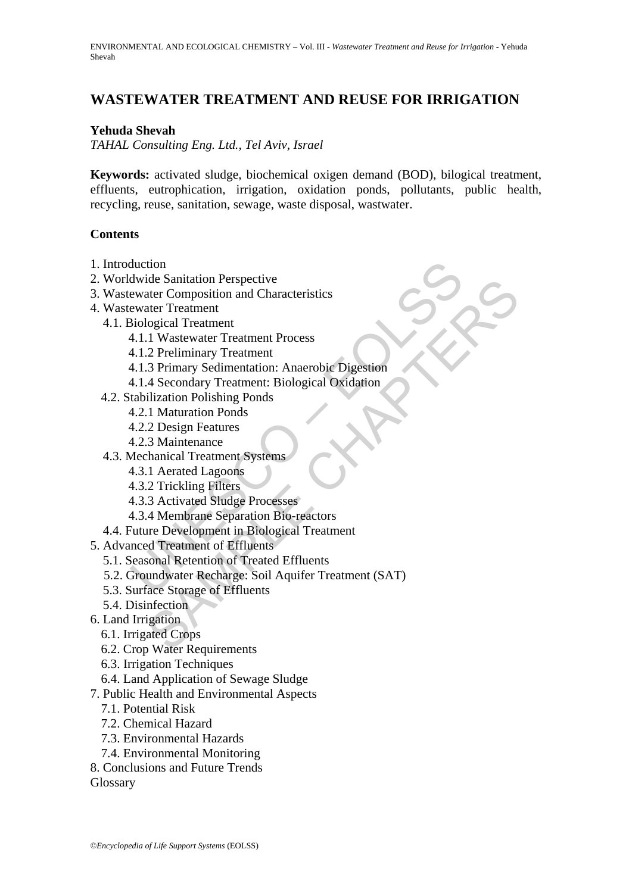# WASTEWATER TREATMENT AND REUSE FOR IRRIGATION

**Yehuda Shevah**

*TAHAL Consulting Eng. Ltd., Tel Aviv, Israel*

**Keywords:** activated sludge, biochemical oxigen demand (BOD), bilogical treatment, effluents, eutrophication, irrigation, oxidation ponds, pollutants, public health, recycling, reuse, sanitation, sewage, waste disposal, wastwater.

## Contents

1. Introduction
2. Worldwide Sanitation Perspective
3. Wastewater Composition and Characteristics
4. Wastewater Treatment
   - 4.1. Biological Treatment
     - 4.1.1 Wastewater Treatment Process
     - 4.1.2 Preliminary Treatment
     - 4.1.3 Primary Sedimentation: Anaerobic Digestion
     - 4.1.4 Secondary Treatment: Biological Oxidation
   - 4.2. Stabilization Polishing Ponds
     - 4.2.1 Maturation Ponds
     - 4.2.2 Design Features
     - 4.2.3 Maintenance
   - 4.3. Mechanical Treatment Systems
     - 4.3.1 Aerated Lagoons
     - 4.3.2 Trickling Filters
     - 4.3.3 Activated Sludge Processes
     - 4.3.4 Membrane Separation Bio-reactors
   - 4.4. Future Development in Biological Treatment
5. Advanced Treatment of Effluents
   - 5.1. Seasonal Retention of Treated Effluents
   - 5.2. Groundwater Recharge: Soil Aquifer Treatment (SAT)
   - 5.3. Surface Storage of Effluents
   - 5.4. Disinfection
6. Land Irrigation
   - 6.1. Irrigated Crops
   - 6.2. Crop Water Requirements
   - 6.3. Irrigation Techniques
   - 6.4. Land Application of Sewage Sludge
7. Public Health and Environmental Aspects
   - 7.1. Potential Risk
   - 7.2. Chemical Hazard
   - 7.3. Environmental Hazards
   - 7.4. Environmental Monitoring
8. Conclusions and Future Trends

Glossary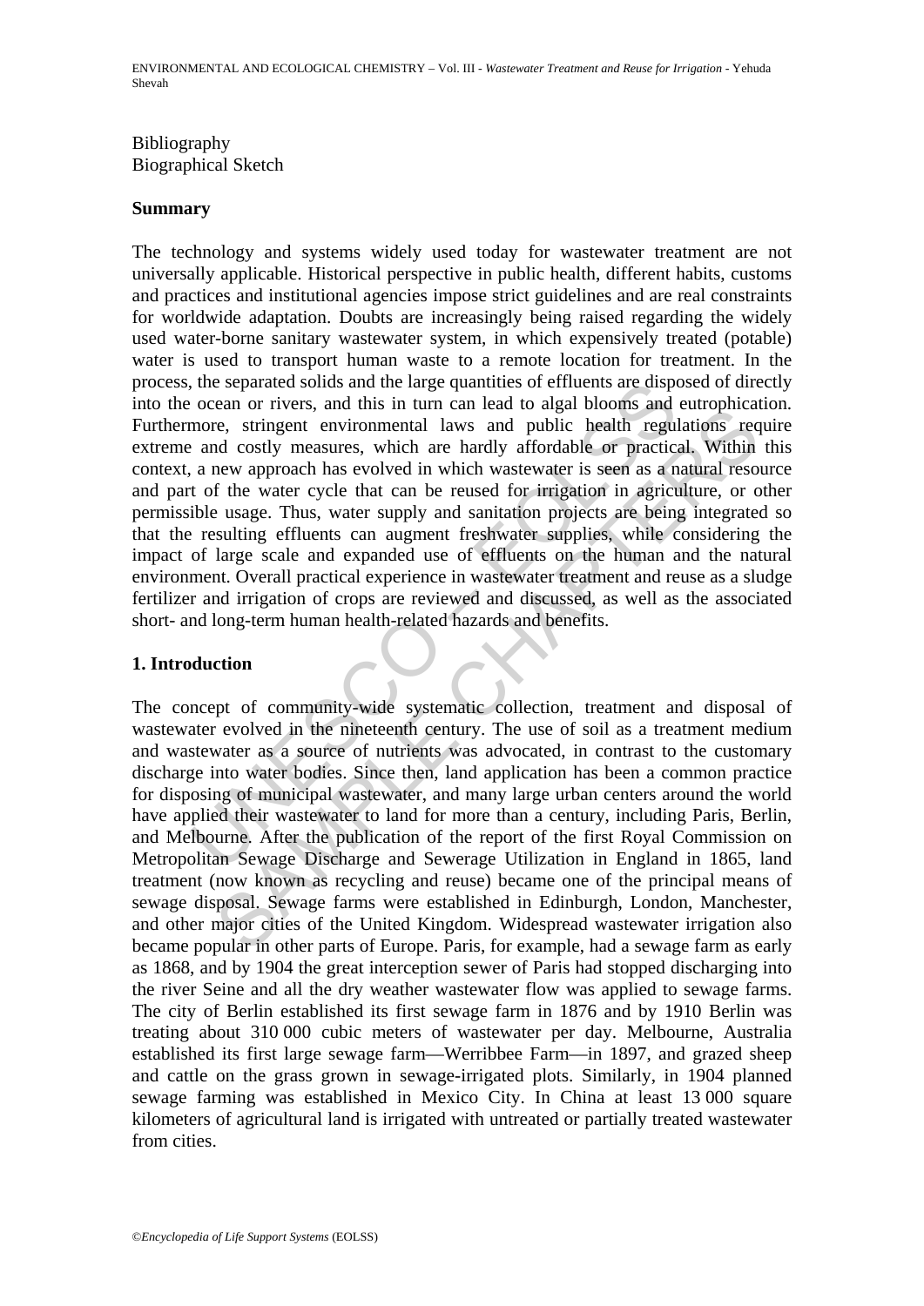Bibliography
Biographical Sketch

**Summary**

The technology and systems widely used today for wastewater treatment are not universally applicable. Historical perspective in public health, different habits, customs and practices and institutional agencies impose strict guidelines and are real constraints for worldwide adaptation. Doubts are increasingly being raised regarding the widely used water-borne sanitary wastewater system, in which expensively treated (potable) water is used to transport human waste to a remote location for treatment. In the process, the separated solids and the large quantities of effluents are disposed of directly into the ocean or rivers, and this in turn can lead to algal blooms and eutrophication. Furthermore, stringent environmental laws and public health regulations require extreme and costly measures, which are hardly affordable or practical. Within this context, a new approach has evolved in which wastewater is seen as a natural resource and part of the water cycle that can be reused for irrigation in agriculture, or other permissible usage. Thus, water supply and sanitation projects are being integrated so that the resulting effluents can augment freshwater supplies, while considering the impact of large scale and expanded use of effluents on the human and the natural environment. Overall practical experience in wastewater treatment and reuse as a sludge fertilizer and irrigation of crops are reviewed and discussed, as well as the associated short- and long-term human health-related hazards and benefits.

## 1. Introduction

The concept of community-wide systematic collection, treatment and disposal of wastewater evolved in the nineteenth century. The use of soil as a treatment medium and wastewater as a source of nutrients was advocated, in contrast to the customary discharge into water bodies. Since then, land application has been a common practice for disposing of municipal wastewater, and many large urban centers around the world have applied their wastewater to land for more than a century, including Paris, Berlin, and Melbourne. After the publication of the report of the first Royal Commission on Metropolitan Sewage Discharge and Sewerage Utilization in England in 1865, land treatment (now known as recycling and reuse) became one of the principal means of sewage disposal. Sewage farms were established in Edinburgh, London, Manchester, and other major cities of the United Kingdom. Widespread wastewater irrigation also became popular in other parts of Europe. Paris, for example, had a sewage farm as early as 1868, and by 1904 the great interception sewer of Paris had stopped discharging into the river Seine and all the dry weather wastewater flow was applied to sewage farms. The city of Berlin established its first sewage farm in 1876 and by 1910 Berlin was treating about 310 000 cubic meters of wastewater per day. Melbourne, Australia established its first large sewage farm—Werribbee Farm—in 1897, and grazed sheep and cattle on the grass grown in sewage-irrigated plots. Similarly, in 1904 planned sewage farming was established in Mexico City. In China at least 13 000 square kilometers of agricultural land is irrigated with untreated or partially treated wastewater from cities.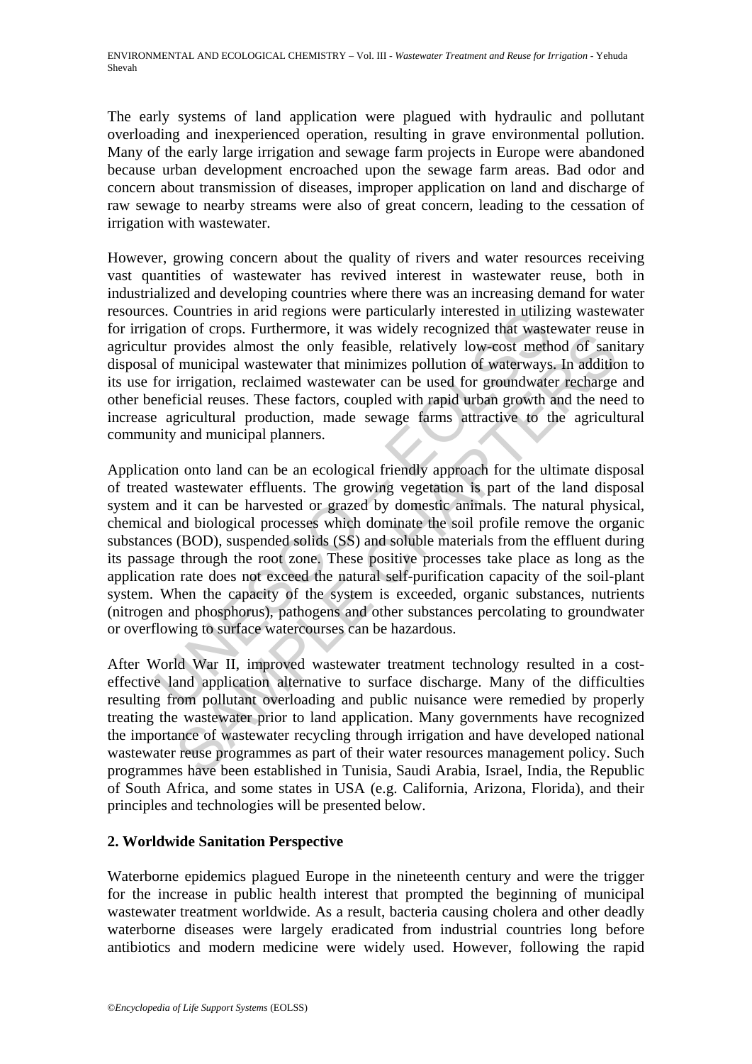The early systems of land application were plagued with hydraulic and pollutant overloading and inexperienced operation, resulting in grave environmental pollution. Many of the early large irrigation and sewage farm projects in Europe were abandoned because urban development encroached upon the sewage farm areas. Bad odor and concern about transmission of diseases, improper application on land and discharge of raw sewage to nearby streams were also of great concern, leading to the cessation of irrigation with wastewater.

However, growing concern about the quality of rivers and water resources receiving vast quantities of wastewater has revived interest in wastewater reuse, both in industrialized and developing countries where there was an increasing demand for water resources. Countries in arid regions were particularly interested in utilizing wastewater for irrigation of crops. Furthermore, it was widely recognized that wastewater reuse in agricultur provides almost the only feasible, relatively low-cost method of sanitary disposal of municipal wastewater that minimizes pollution of waterways. In addition to its use for irrigation, reclaimed wastewater can be used for groundwater recharge and other beneficial reuses. These factors, coupled with rapid urban growth and the need to increase agricultural production, made sewage farms attractive to the agricultural community and municipal planners.

Application onto land can be an ecological friendly approach for the ultimate disposal of treated wastewater effluents. The growing vegetation is part of the land disposal system and it can be harvested or grazed by domestic animals. The natural physical, chemical and biological processes which dominate the soil profile remove the organic substances (BOD), suspended solids (SS) and soluble materials from the effluent during its passage through the root zone. These positive processes take place as long as the application rate does not exceed the natural self-purification capacity of the soil-plant system. When the capacity of the system is exceeded, organic substances, nutrients (nitrogen and phosphorus), pathogens and other substances percolating to groundwater or overflowing to surface watercourses can be hazardous.

After World War II, improved wastewater treatment technology resulted in a cost-effective land application alternative to surface discharge. Many of the difficulties resulting from pollutant overloading and public nuisance were remedied by properly treating the wastewater prior to land application. Many governments have recognized the importance of wastewater recycling through irrigation and have developed national wastewater reuse programmes as part of their water resources management policy. Such programmes have been established in Tunisia, Saudi Arabia, Israel, India, the Republic of South Africa, and some states in USA (e.g. California, Arizona, Florida), and their principles and technologies will be presented below.

## 2. Worldwide Sanitation Perspective

Waterborne epidemics plagued Europe in the nineteenth century and were the trigger for the increase in public health interest that prompted the beginning of municipal wastewater treatment worldwide. As a result, bacteria causing cholera and other deadly waterborne diseases were largely eradicated from industrial countries long before antibiotics and modern medicine were widely used. However, following the rapid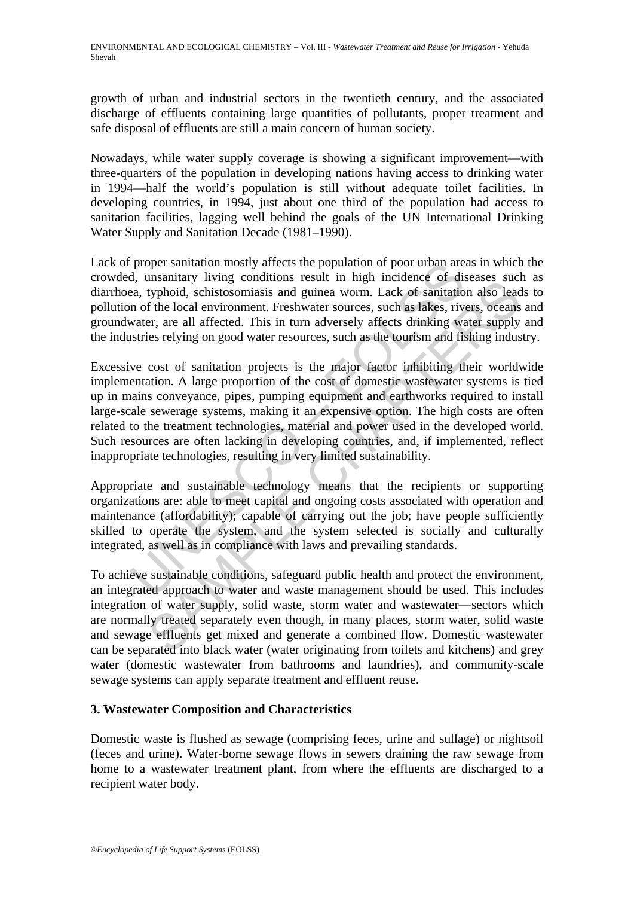growth of urban and industrial sectors in the twentieth century, and the associated discharge of effluents containing large quantities of pollutants, proper treatment and safe disposal of effluents are still a main concern of human society.

Nowadays, while water supply coverage is showing a significant improvement—with three-quarters of the population in developing nations having access to drinking water in 1994—half the world's population is still without adequate toilet facilities. In developing countries, in 1994, just about one third of the population had access to sanitation facilities, lagging well behind the goals of the UN International Drinking Water Supply and Sanitation Decade (1981–1990).

Lack of proper sanitation mostly affects the population of poor urban areas in which the crowded, unsanitary living conditions result in high incidence of diseases such as diarrhoea, typhoid, schistosomiasis and guinea worm. Lack of sanitation also leads to pollution of the local environment. Freshwater sources, such as lakes, rivers, oceans and groundwater, are all affected. This in turn adversely affects drinking water supply and the industries relying on good water resources, such as the tourism and fishing industry.

Excessive cost of sanitation projects is the major factor inhibiting their worldwide implementation. A large proportion of the cost of domestic wastewater systems is tied up in mains conveyance, pipes, pumping equipment and earthworks required to install large-scale sewerage systems, making it an expensive option. The high costs are often related to the treatment technologies, material and power used in the developed world. Such resources are often lacking in developing countries, and, if implemented, reflect inappropriate technologies, resulting in very limited sustainability.

Appropriate and sustainable technology means that the recipients or supporting organizations are: able to meet capital and ongoing costs associated with operation and maintenance (affordability); capable of carrying out the job; have people sufficiently skilled to operate the system, and the system selected is socially and culturally integrated, as well as in compliance with laws and prevailing standards.

To achieve sustainable conditions, safeguard public health and protect the environment, an integrated approach to water and waste management should be used. This includes integration of water supply, solid waste, storm water and wastewater—sectors which are normally treated separately even though, in many places, storm water, solid waste and sewage effluents get mixed and generate a combined flow. Domestic wastewater can be separated into black water (water originating from toilets and kitchens) and grey water (domestic wastewater from bathrooms and laundries), and community-scale sewage systems can apply separate treatment and effluent reuse.

## 3. Wastewater Composition and Characteristics

Domestic waste is flushed as sewage (comprising feces, urine and sullage) or nightsoil (feces and urine). Water-borne sewage flows in sewers draining the raw sewage from home to a wastewater treatment plant, from where the effluents are discharged to a recipient water body.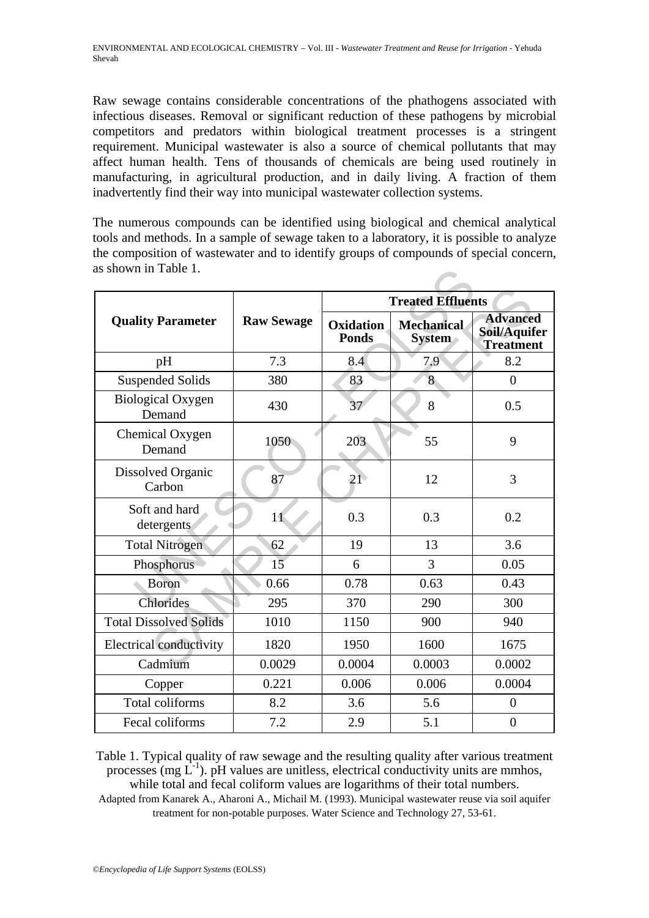Raw sewage contains considerable concentrations of the phathogens associated with infectious diseases. Removal or significant reduction of these pathogens by microbial competitors and predators within biological treatment processes is a stringent requirement. Municipal wastewater is also a source of chemical pollutants that may affect human health. Tens of thousands of chemicals are being used routinely in manufacturing, in agricultural production, and in daily living. A fraction of them inadvertently find their way into municipal wastewater collection systems.

The numerous compounds can be identified using biological and chemical analytical tools and methods. In a sample of sewage taken to a laboratory, it is possible to analyze the composition of wastewater and to identify groups of compounds of special concern, as shown in Table 1.

| Quality Parameter | Raw Sewage | Treated Effluents | | |
|---|---|---|---|---|
| | | Oxidation Ponds | Mechanical System | Advanced Soil/Aquifer Treatment |
| pH | 7.3 | 8.4 | 7.9 | 8.2 |
| Suspended Solids | 380 | 83 | 8 | 0 |
| Biological Oxygen Demand | 430 | 37 | 8 | 0.5 |
| Chemical Oxygen Demand | 1050 | 203 | 55 | 9 |
| Dissolved Organic Carbon | 87 | 21 | 12 | 3 |
| Soft and hard detergents | 11 | 0.3 | 0.3 | 0.2 |
| Total Nitrogen | 62 | 19 | 13 | 3.6 |
| Phosphorus | 15 | 6 | 3 | 0.05 |
| Boron | 0.66 | 0.78 | 0.63 | 0.43 |
| Chlorides | 295 | 370 | 290 | 300 |
| Total Dissolved Solids | 1010 | 1150 | 900 | 940 |
| Electrical conductivity | 1820 | 1950 | 1600 | 1675 |
| Cadmium | 0.0029 | 0.0004 | 0.0003 | 0.0002 |
| Copper | 0.221 | 0.006 | 0.006 | 0.0004 |
| Total coliforms | 8.2 | 3.6 | 5.6 | 0 |
| Fecal coliforms | 7.2 | 2.9 | 5.1 | 0 |

Table 1. Typical quality of raw sewage and the resulting quality after various treatment processes (mg $L^{-1}$). pH values are unitless, electrical conductivity units are mmhos, while total and fecal coliform values are logarithms of their total numbers.
Adapted from Kanarek A., Aharoni A., Michail M. (1993). Municipal wastewater reuse via soil aquifer treatment for non-potable purposes. Water Science and Technology 27, 53-61.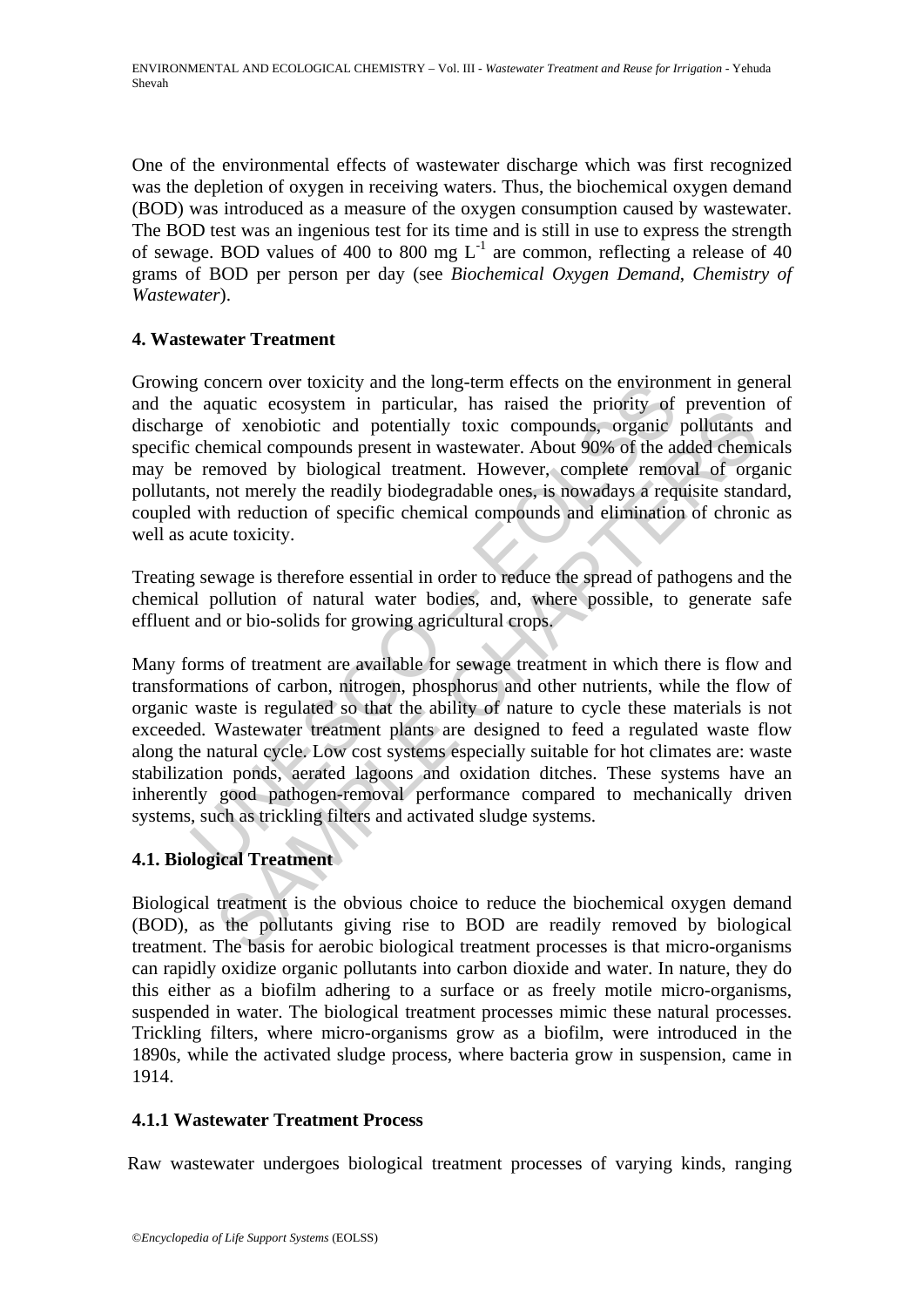One of the environmental effects of wastewater discharge which was first recognized was the depletion of oxygen in receiving waters. Thus, the biochemical oxygen demand (BOD) was introduced as a measure of the oxygen consumption caused by wastewater. The BOD test was an ingenious test for its time and is still in use to express the strength of sewage. BOD values of 400 to 800 mg $L^{-1}$ are common, reflecting a release of 40 grams of BOD per person per day (see *Biochemical Oxygen Demand, Chemistry of Wastewater*).

## 4. Wastewater Treatment

Growing concern over toxicity and the long-term effects on the environment in general and the aquatic ecosystem in particular, has raised the priority of prevention of discharge of xenobiotic and potentially toxic compounds, organic pollutants and specific chemical compounds present in wastewater. About 90% of the added chemicals may be removed by biological treatment. However, complete removal of organic pollutants, not merely the readily biodegradable ones, is nowadays a requisite standard, coupled with reduction of specific chemical compounds and elimination of chronic as well as acute toxicity.

Treating sewage is therefore essential in order to reduce the spread of pathogens and the chemical pollution of natural water bodies, and, where possible, to generate safe effluent and or bio-solids for growing agricultural crops.

Many forms of treatment are available for sewage treatment in which there is flow and transformations of carbon, nitrogen, phosphorus and other nutrients, while the flow of organic waste is regulated so that the ability of nature to cycle these materials is not exceeded. Wastewater treatment plants are designed to feed a regulated waste flow along the natural cycle. Low cost systems especially suitable for hot climates are: waste stabilization ponds, aerated lagoons and oxidation ditches. These systems have an inherently good pathogen-removal performance compared to mechanically driven systems, such as trickling filters and activated sludge systems.

### 4.1. Biological Treatment

Biological treatment is the obvious choice to reduce the biochemical oxygen demand (BOD), as the pollutants giving rise to BOD are readily removed by biological treatment. The basis for aerobic biological treatment processes is that micro-organisms can rapidly oxidize organic pollutants into carbon dioxide and water. In nature, they do this either as a biofilm adhering to a surface or as freely motile micro-organisms, suspended in water. The biological treatment processes mimic these natural processes. Trickling filters, where micro-organisms grow as a biofilm, were introduced in the 1890s, while the activated sludge process, where bacteria grow in suspension, came in 1914.

#### 4.1.1 Wastewater Treatment Process

Raw wastewater undergoes biological treatment processes of varying kinds, ranging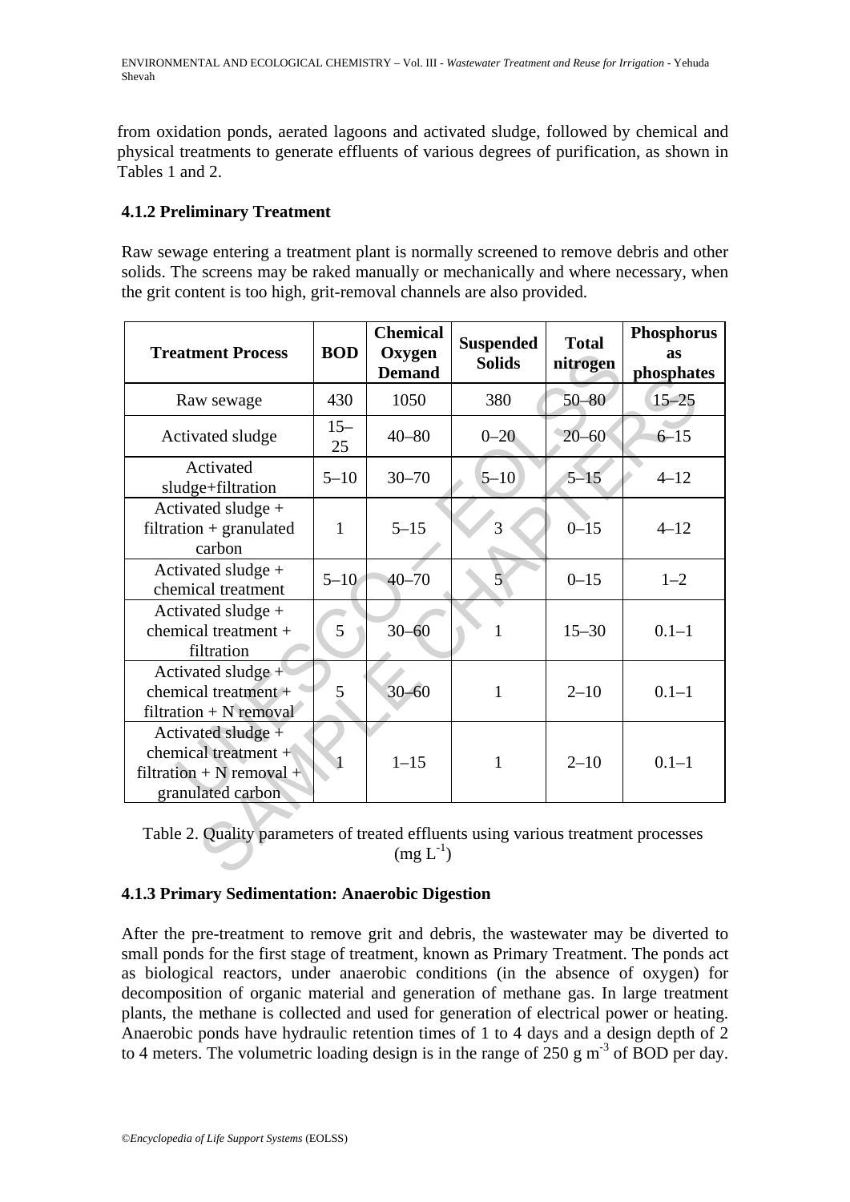from oxidation ponds, aerated lagoons and activated sludge, followed by chemical and physical treatments to generate effluents of various degrees of purification, as shown in Tables 1 and 2.

### 4.1.2 Preliminary Treatment

Raw sewage entering a treatment plant is normally screened to remove debris and other solids. The screens may be raked manually or mechanically and where necessary, when the grit content is too high, grit-removal channels are also provided.

| Treatment Process | BOD | Chemical Oxygen Demand | Suspended Solids | Total nitrogen | Phosphorus as phosphates |
|---|---|---|---|---|---|
| Raw sewage | 430 | 1050 | 380 | 50–80 | 15–25 |
| Activated sludge | 15–25 | 40–80 | 0–20 | 20–60 | 6–15 |
| Activated sludge+filtration | 5–10 | 30–70 | 5–10 | 5–15 | 4–12 |
| Activated sludge + filtration + granulated carbon | 1 | 5–15 | 3 | 0–15 | 4–12 |
| Activated sludge + chemical treatment | 5–10 | 40–70 | 5 | 0–15 | 1–2 |
| Activated sludge + chemical treatment + filtration | 5 | 30–60 | 1 | 15–30 | 0.1–1 |
| Activated sludge + chemical treatment + filtration + N removal | 5 | 30–60 | 1 | 2–10 | 0.1–1 |
| Activated sludge + chemical treatment + filtration + N removal + granulated carbon | 1 | 1–15 | 1 | 2–10 | 0.1–1 |

Table 2. Quality parameters of treated effluents using various treatment processes (mg $L^{-1}$)

### 4.1.3 Primary Sedimentation: Anaerobic Digestion

After the pre-treatment to remove grit and debris, the wastewater may be diverted to small ponds for the first stage of treatment, known as Primary Treatment. The ponds act as biological reactors, under anaerobic conditions (in the absence of oxygen) for decomposition of organic material and generation of methane gas. In large treatment plants, the methane is collected and used for generation of electrical power or heating. Anaerobic ponds have hydraulic retention times of 1 to 4 days and a design depth of 2 to 4 meters. The volumetric loading design is in the range of 250 g $m^{-3}$ of BOD per day.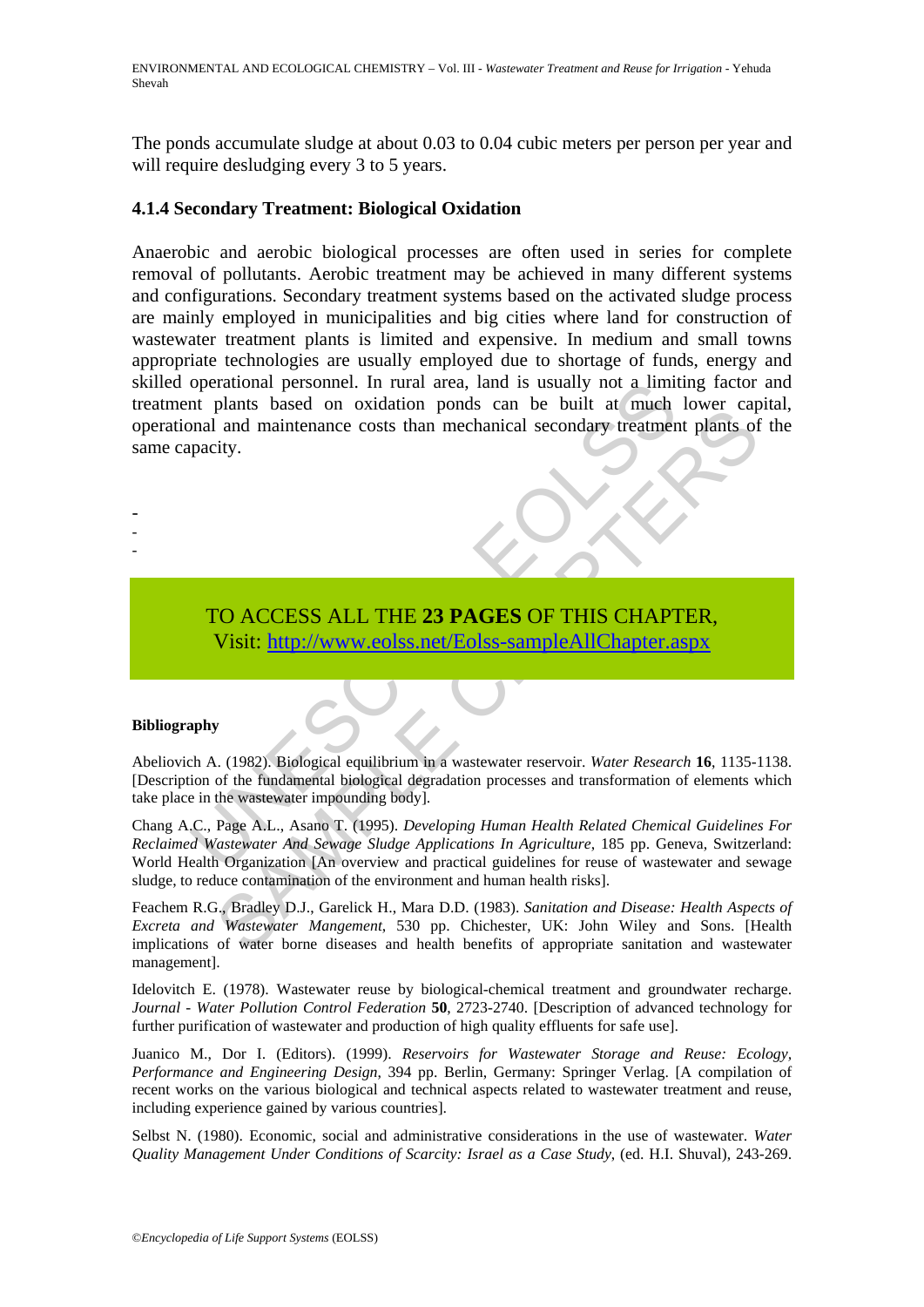The ponds accumulate sludge at about 0.03 to 0.04 cubic meters per person per year and will require desludging every 3 to 5 years.

### 4.1.4 Secondary Treatment: Biological Oxidation

Anaerobic and aerobic biological processes are often used in series for complete removal of pollutants. Aerobic treatment may be achieved in many different systems and configurations. Secondary treatment systems based on the activated sludge process are mainly employed in municipalities and big cities where land for construction of wastewater treatment plants is limited and expensive. In medium and small towns appropriate technologies are usually employed due to shortage of funds, energy and skilled operational personnel. In rural area, land is usually not a limiting factor and treatment plants based on oxidation ponds can be built at much lower capital, operational and maintenance costs than mechanical secondary treatment plants of the same capacity.

-
-
-

TO ACCESS ALL THE **23 PAGES** OF THIS CHAPTER,
Visit: http://www.eolss.net/Eolss-sampleAllChapter.aspx

#### Bibliography

Abeliovich A. (1982). Biological equilibrium in a wastewater reservoir. *Water Research* **16**, 1135-1138. [Description of the fundamental biological degradation processes and transformation of elements which take place in the wastewater impounding body].

Chang A.C., Page A.L., Asano T. (1995). *Developing Human Health Related Chemical Guidelines For Reclaimed Wastewater And Sewage Sludge Applications In Agriculture*, 185 pp. Geneva, Switzerland: World Health Organization [An overview and practical guidelines for reuse of wastewater and sewage sludge, to reduce contamination of the environment and human health risks].

Feachem R.G., Bradley D.J., Garelick H., Mara D.D. (1983). *Sanitation and Disease: Health Aspects of Excreta and Wastewater Mangement*, 530 pp. Chichester, UK: John Wiley and Sons. [Health implications of water borne diseases and health benefits of appropriate sanitation and wastewater management].

Idelovitch E. (1978). Wastewater reuse by biological-chemical treatment and groundwater recharge. *Journal - Water Pollution Control Federation* **50**, 2723-2740. [Description of advanced technology for further purification of wastewater and production of high quality effluents for safe use].

Juanico M., Dor I. (Editors). (1999). *Reservoirs for Wastewater Storage and Reuse: Ecology, Performance and Engineering Design*, 394 pp. Berlin, Germany: Springer Verlag. [A compilation of recent works on the various biological and technical aspects related to wastewater treatment and reuse, including experience gained by various countries].

Selbst N. (1980). Economic, social and administrative considerations in the use of wastewater. *Water Quality Management Under Conditions of Scarcity: Israel as a Case Study*, (ed. H.I. Shuval), 243-269.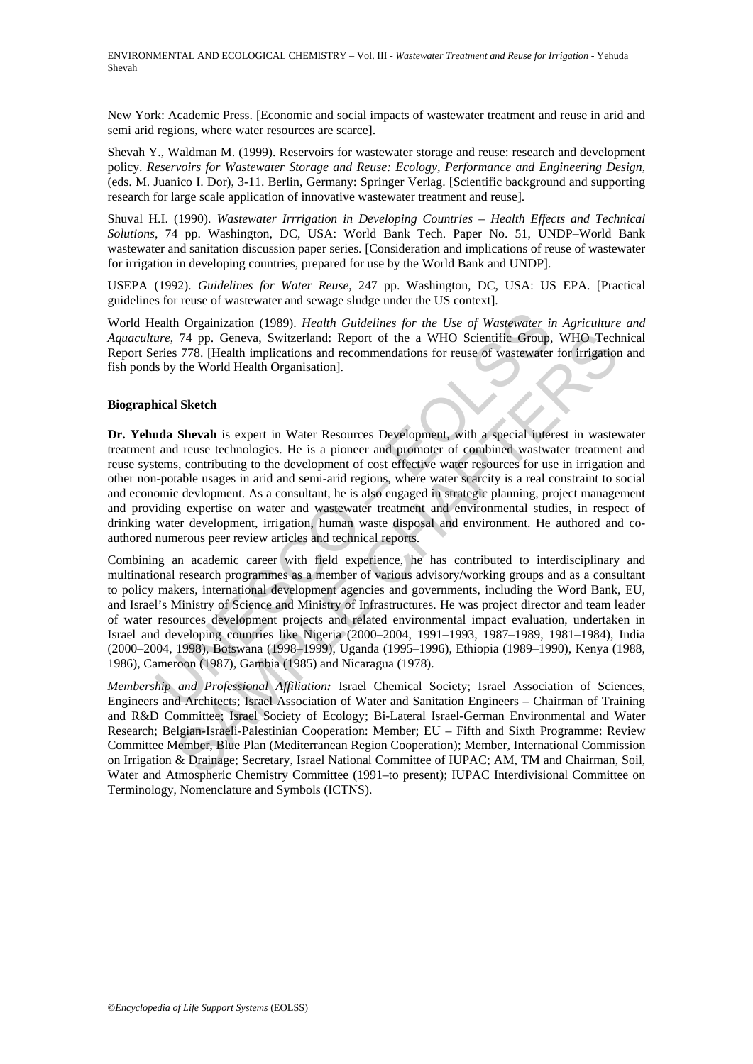New York: Academic Press. [Economic and social impacts of wastewater treatment and reuse in arid and semi arid regions, where water resources are scarce].

Shevah Y., Waldman M. (1999). Reservoirs for wastewater storage and reuse: research and development policy. *Reservoirs for Wastewater Storage and Reuse: Ecology, Performance and Engineering Design*, (eds. M. Juanico I. Dor), 3-11. Berlin, Germany: Springer Verlag. [Scientific background and supporting research for large scale application of innovative wastewater treatment and reuse].

Shuval H.I. (1990). *Wastewater Irrrigation in Developing Countries – Health Effects and Technical Solutions*, 74 pp. Washington, DC, USA: World Bank Tech. Paper No. 51, UNDP–World Bank wastewater and sanitation discussion paper series. [Consideration and implications of reuse of wastewater for irrigation in developing countries, prepared for use by the World Bank and UNDP].

USEPA (1992). *Guidelines for Water Reuse*, 247 pp. Washington, DC, USA: US EPA. [Practical guidelines for reuse of wastewater and sewage sludge under the US context].

World Health Organization (1989). *Health Guidelines for the Use of Wastewater in Agriculture and Aquaculture*, 74 pp. Geneva, Switzerland: Report of the a WHO Scientific Group, WHO Technical Report Series 778. [Health implications and recommendations for reuse of wastewater for irrigation and fish ponds by the World Health Organisation].

**Biographical Sketch**

**Dr. Yehuda Shevah** is expert in Water Resources Development, with a special interest in wastewater treatment and reuse technologies. He is a pioneer and promoter of combined wastwater treatment and reuse systems, contributing to the development of cost effective water resources for use in irrigation and other non-potable usages in arid and semi-arid regions, where water scarcity is a real constraint to social and economic devlopment. As a consultant, he is also engaged in strategic planning, project management and providing expertise on water and wastewater treatment and environmental studies, in respect of drinking water development, irrigation, human waste disposal and environment. He authored and co-authored numerous peer review articles and technical reports.

Combining an academic career with field experience, he has contributed to interdisciplinary and multinational research programmes as a member of various advisory/working groups and as a consultant to policy makers, international development agencies and governments, including the Word Bank, EU, and Israel's Ministry of Science and Ministry of Infrastructures. He was project director and team leader of water resources development projects and related environmental impact evaluation, undertaken in Israel and developing countries like Nigeria (2000–2004, 1991–1993, 1987–1989, 1981–1984), India (2000–2004, 1998), Botswana (1998–1999), Uganda (1995–1996), Ethiopia (1989–1990), Kenya (1988, 1986), Cameroon (1987), Gambia (1985) and Nicaragua (1978).

***Membership and Professional Affiliation:*** Israel Chemical Society; Israel Association of Sciences, Engineers and Architects; Israel Association of Water and Sanitation Engineers – Chairman of Training and R&D Committee; Israel Society of Ecology; Bi-Lateral Israel-German Environmental and Water Research; Belgian-Israeli-Palestinian Cooperation: Member; EU – Fifth and Sixth Programme: Review Committee Member, Blue Plan (Mediterranean Region Cooperation); Member, International Commission on Irrigation & Drainage; Secretary, Israel National Committee of IUPAC; AM, TM and Chairman, Soil, Water and Atmospheric Chemistry Committee (1991–to present); IUPAC Interdivisional Committee on Terminology, Nomenclature and Symbols (ICTNS).